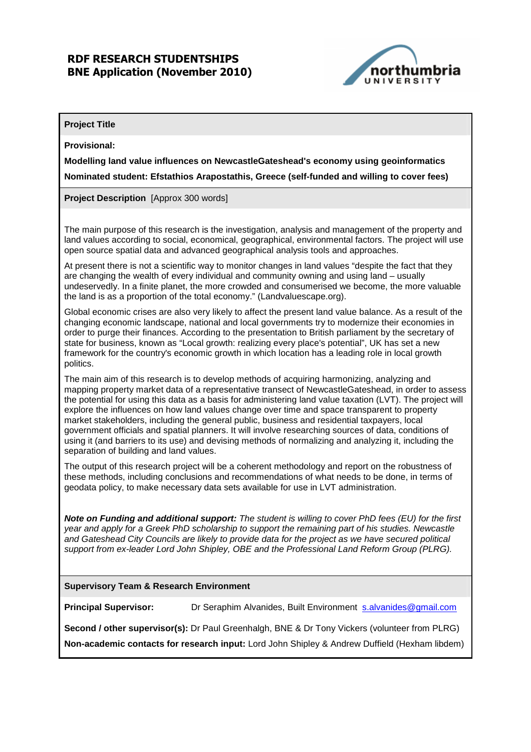**RDF RESEARCH STUDENTSHIPS**
**BNE Application (November 2010)**

**Project Title**

**Provisional:**

**Modelling land value influences on NewcastleGateshead's economy using geoinformatics**

**Nominated student: Efstathios Arapostathis, Greece (self-funded and willing to cover fees)**

**Project Description** [Approx 300 words]

The main purpose of this research is the investigation, analysis and management of the property and land values according to social, economical, geographical, environmental factors. The project will use open source spatial data and advanced geographical analysis tools and approaches.

At present there is not a scientific way to monitor changes in land values "despite the fact that they are changing the wealth of every individual and community owning and using land – usually undeservedly. In a finite planet, the more crowded and consumerised we become, the more valuable the land is as a proportion of the total economy." (Landvaluescape.org).

Global economic crises are also very likely to affect the present land value balance. As a result of the changing economic landscape, national and local governments try to modernize their economies in order to purge their finances. According to the presentation to British parliament by the secretary of state for business, known as "Local growth: realizing every place's potential", UK has set a new framework for the country's economic growth in which location has a leading role in local growth politics.

The main aim of this research is to develop methods of acquiring harmonizing, analyzing and mapping property market data of a representative transect of NewcastleGateshead, in order to assess the potential for using this data as a basis for administering land value taxation (LVT). The project will explore the influences on how land values change over time and space transparent to property market stakeholders, including the general public, business and residential taxpayers, local government officials and spatial planners. It will involve researching sources of data, conditions of using it (and barriers to its use) and devising methods of normalizing and analyzing it, including the separation of building and land values.

The output of this research project will be a coherent methodology and report on the robustness of these methods, including conclusions and recommendations of what needs to be done, in terms of geodata policy, to make necessary data sets available for use in LVT administration.

***Note on Funding and additional support:*** *The student is willing to cover PhD fees (EU) for the first year and apply for a Greek PhD scholarship to support the remaining part of his studies. Newcastle and Gateshead City Councils are likely to provide data for the project as we have secured political support from ex-leader Lord John Shipley, OBE and the Professional Land Reform Group (PLRG).*

**Supervisory Team & Research Environment**

**Principal Supervisor:** Dr Seraphim Alvanides, Built Environment s.alvanides@gmail.com

**Second / other supervisor(s):** Dr Paul Greenhalgh, BNE & Dr Tony Vickers (volunteer from PLRG)

**Non-academic contacts for research input:** Lord John Shipley & Andrew Duffield (Hexham libdem)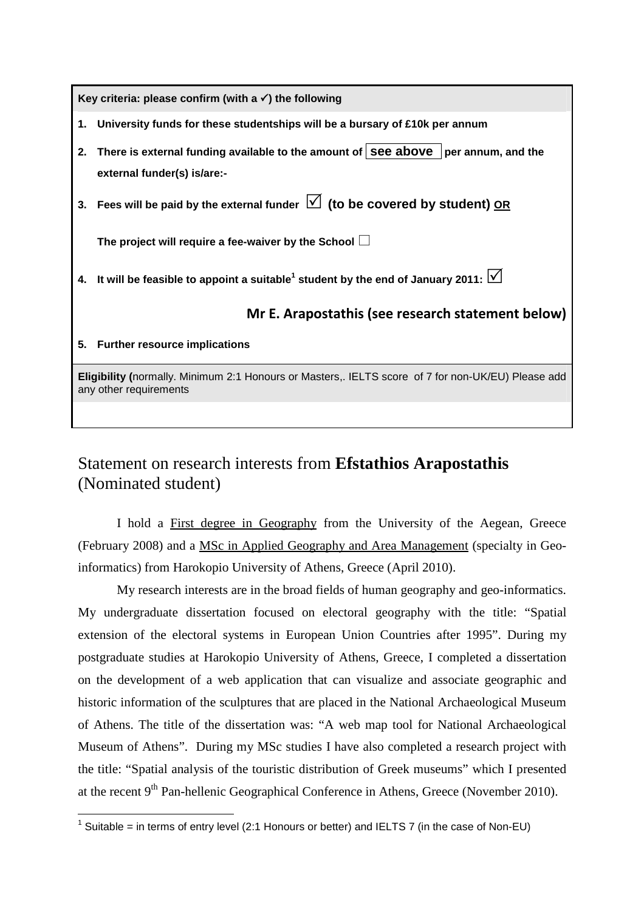**Key criteria: please confirm (with a ✓) the following**

1. **University funds for these studentships will be a bursary of £10k per annum**
2. **There is external funding available to the amount of see above per annum, and the external funder(s) is/are:-**
3. **Fees will be paid by the external funder ☑ (to be covered by student) OR**

   **The project will require a fee-waiver by the School ☐**
4. **It will be feasible to appoint a suitable[1] student by the end of January 2011: ☑**

   **Mr E. Arapostathis (see research statement below)**
5. **Further resource implications**

**Eligibility (**normally. Minimum 2:1 Honours or Masters,. IELTS score of 7 for non-UK/EU) Please add any other requirements

## Statement on research interests from **Efstathios Arapostathis** (Nominated student)

I hold a First degree in Geography from the University of the Aegean, Greece (February 2008) and a MSc in Applied Geography and Area Management (specialty in Geo-informatics) from Harokopio University of Athens, Greece (April 2010).

My research interests are in the broad fields of human geography and geo-informatics. My undergraduate dissertation focused on electoral geography with the title: "Spatial extension of the electoral systems in European Union Countries after 1995". During my postgraduate studies at Harokopio University of Athens, Greece, I completed a dissertation on the development of a web application that can visualize and associate geographic and historic information of the sculptures that are placed in the National Archaeological Museum of Athens. The title of the dissertation was: "A web map tool for National Archaeological Museum of Athens". During my MSc studies I have also completed a research project with the title: "Spatial analysis of the touristic distribution of Greek museums" which I presented at the recent 9th Pan-hellenic Geographical Conference in Athens, Greece (November 2010).

[1] Suitable = in terms of entry level (2:1 Honours or better) and IELTS 7 (in the case of Non-EU)